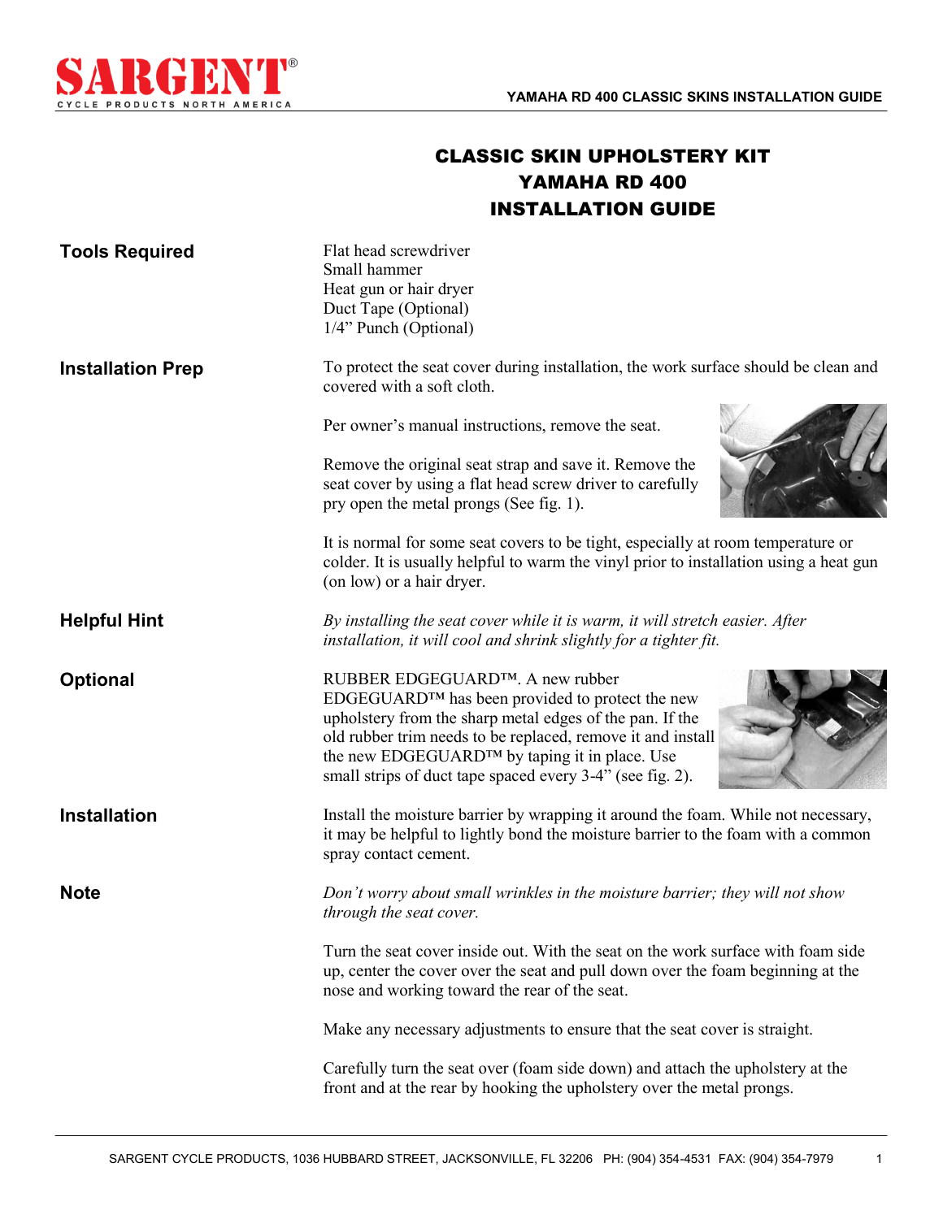# CLASSIC SKIN UPHOLSTERY KIT
# YAMAHA RD 400
# INSTALLATION GUIDE

**Tools Required**

Flat head screwdriver
Small hammer
Heat gun or hair dryer
Duct Tape (Optional)
1/4" Punch (Optional)

**Installation Prep**

To protect the seat cover during installation, the work surface should be clean and covered with a soft cloth.

Per owner's manual instructions, remove the seat.

Remove the original seat strap and save it. Remove the seat cover by using a flat head screw driver to carefully pry open the metal prongs (See fig. 1).

It is normal for some seat covers to be tight, especially at room temperature or colder. It is usually helpful to warm the vinyl prior to installation using a heat gun (on low) or a hair dryer.

**Helpful Hint**

*By installing the seat cover while it is warm, it will stretch easier. After installation, it will cool and shrink slightly for a tighter fit.*

**Optional**

RUBBER EDGEGUARD™. A new rubber EDGEGUARD™ has been provided to protect the new upholstery from the sharp metal edges of the pan. If the old rubber trim needs to be replaced, remove it and install the new EDGEGUARD™ by taping it in place. Use small strips of duct tape spaced every 3-4" (see fig. 2).

**Installation**

Install the moisture barrier by wrapping it around the foam. While not necessary, it may be helpful to lightly bond the moisture barrier to the foam with a common spray contact cement.

**Note**

*Don't worry about small wrinkles in the moisture barrier; they will not show through the seat cover.*

Turn the seat cover inside out. With the seat on the work surface with foam side up, center the cover over the seat and pull down over the foam beginning at the nose and working toward the rear of the seat.

Make any necessary adjustments to ensure that the seat cover is straight.

Carefully turn the seat over (foam side down) and attach the upholstery at the front and at the rear by hooking the upholstery over the metal prongs.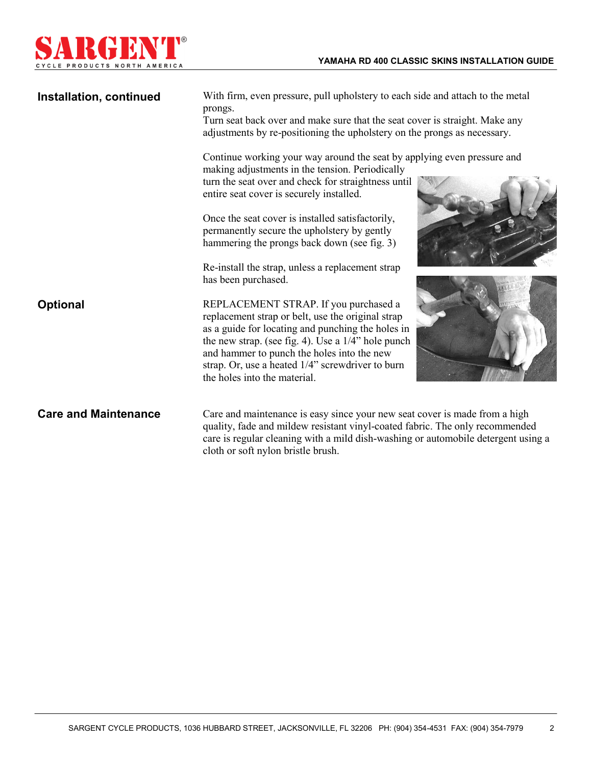## Installation, continued

With firm, even pressure, pull upholstery to each side and attach to the metal prongs.
Turn seat back over and make sure that the seat cover is straight. Make any adjustments by re-positioning the upholstery on the prongs as necessary.

Continue working your way around the seat by applying even pressure and making adjustments in the tension. Periodically turn the seat over and check for straightness until entire seat cover is securely installed.

Once the seat cover is installed satisfactorily, permanently secure the upholstery by gently hammering the prongs back down (see fig. 3)

Re-install the strap, unless a replacement strap has been purchased.

## Optional

REPLACEMENT STRAP. If you purchased a replacement strap or belt, use the original strap as a guide for locating and punching the holes in the new strap. (see fig. 4). Use a 1/4" hole punch and hammer to punch the holes into the new strap. Or, use a heated 1/4" screwdriver to burn the holes into the material.

## Care and Maintenance

Care and maintenance is easy since your new seat cover is made from a high quality, fade and mildew resistant vinyl-coated fabric. The only recommended care is regular cleaning with a mild dish-washing or automobile detergent using a cloth or soft nylon bristle brush.